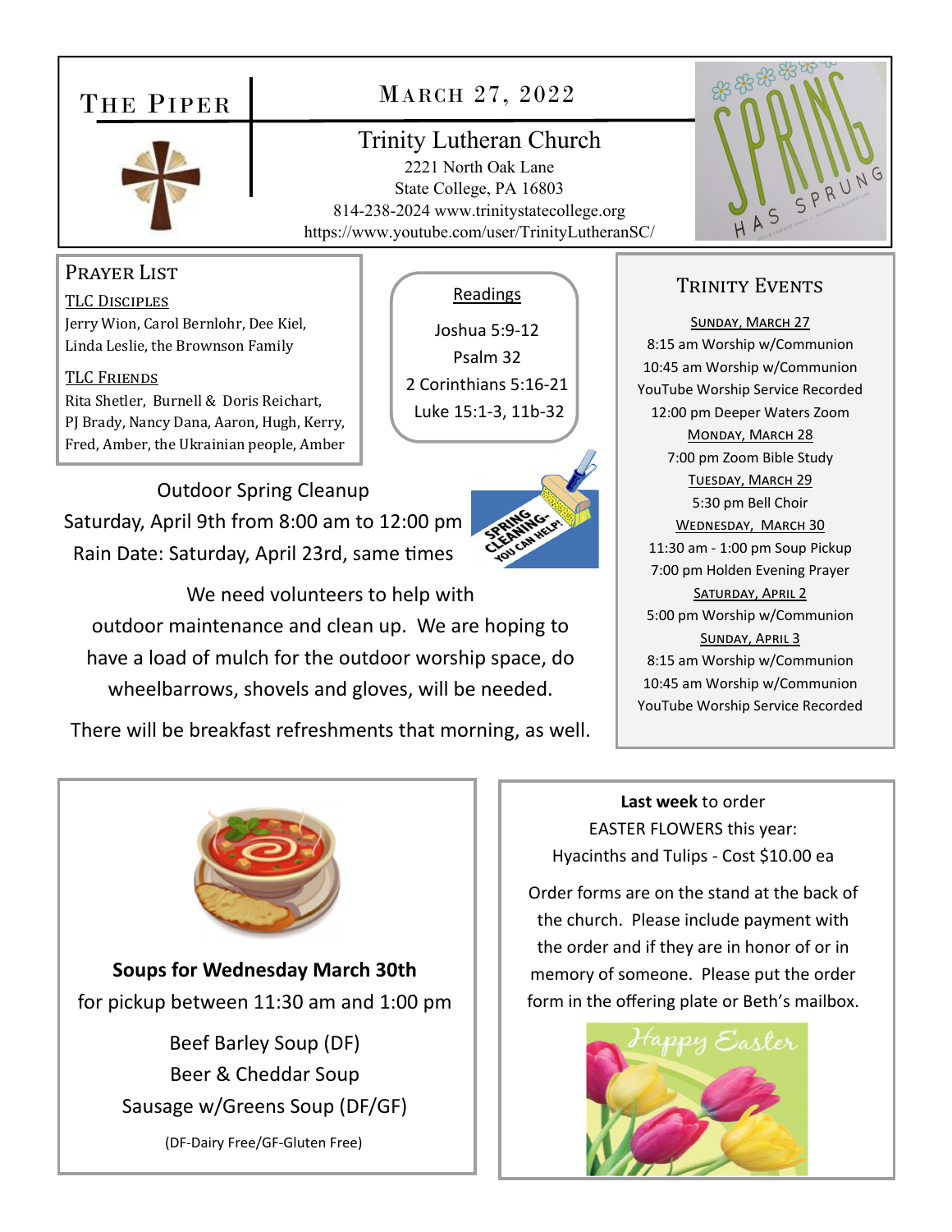# The Piper

## March 27, 2022

### Trinity Lutheran Church

2221 North Oak Lane
State College, PA 16803
814-238-2024 www.trinitystatecollege.org
https://www.youtube.com/user/TrinityLutheranSC/

## Prayer List

**TLC Disciples**
Jerry Wion, Carol Bernlohr, Dee Kiel, Linda Leslie, the Brownson Family

**TLC Friends**
Rita Shetler, Burnell & Doris Reichart, PJ Brady, Nancy Dana, Aaron, Hugh, Kerry, Fred, Amber, the Ukrainian people, Amber

## Readings

Joshua 5:9-12
Psalm 32
2 Corinthians 5:16-21
Luke 15:1-3, 11b-32

## Outdoor Spring Cleanup

Saturday, April 9th from 8:00 am to 12:00 pm
Rain Date: Saturday, April 23rd, same times

We need volunteers to help with outdoor maintenance and clean up. We are hoping to have a load of mulch for the outdoor worship space, do wheelbarrows, shovels and gloves, will be needed.

There will be breakfast refreshments that morning, as well.

## Trinity Events

**Sunday, March 27**
8:15 am Worship w/Communion
10:45 am Worship w/Communion
YouTube Worship Service Recorded
12:00 pm Deeper Waters Zoom

**Monday, March 28**
7:00 pm Zoom Bible Study

**Tuesday, March 29**
5:30 pm Bell Choir

**Wednesday, March 30**
11:30 am - 1:00 pm Soup Pickup
7:00 pm Holden Evening Prayer

**Saturday, April 2**
5:00 pm Worship w/Communion

**Sunday, April 3**
8:15 am Worship w/Communion
10:45 am Worship w/Communion
YouTube Worship Service Recorded

**Soups for Wednesday March 30th**
for pickup between 11:30 am and 1:00 pm

Beef Barley Soup (DF)
Beer & Cheddar Soup
Sausage w/Greens Soup (DF/GF)

(DF-Dairy Free/GF-Gluten Free)

**Last week** to order EASTER FLOWERS this year:
Hyacinths and Tulips - Cost $10.00 ea

Order forms are on the stand at the back of the church. Please include payment with the order and if they are in honor of or in memory of someone. Please put the order form in the offering plate or Beth's mailbox.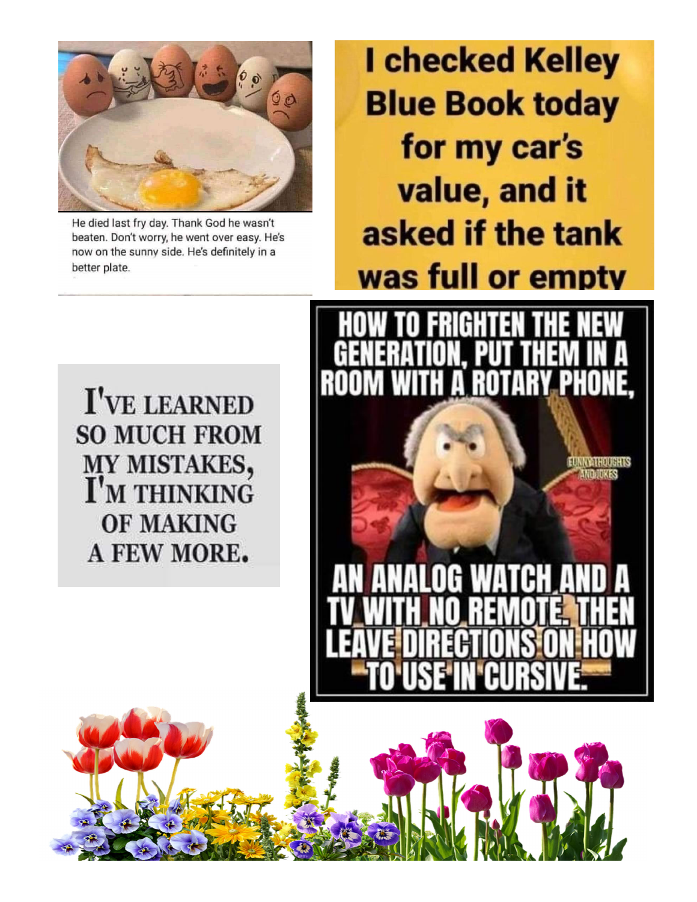He died last fry day. Thank God he wasn't beaten. Don't worry, he went over easy. He's now on the sunny side. He's definitely in a better plate.

I checked Kelley Blue Book today for my car's value, and it asked if the tank was full or empty

I'VE LEARNED SO MUCH FROM MY MISTAKES, I'M THINKING OF MAKING A FEW MORE.

HOW TO FRIGHTEN THE NEW GENERATION, PUT THEM IN A ROOM WITH A ROTARY PHONE,

FUNNY THOUGHTS AND JOKES

AN ANALOG WATCH AND A TV WITH NO REMOTE. THEN LEAVE DIRECTIONS ON HOW TO USE IN CURSIVE.